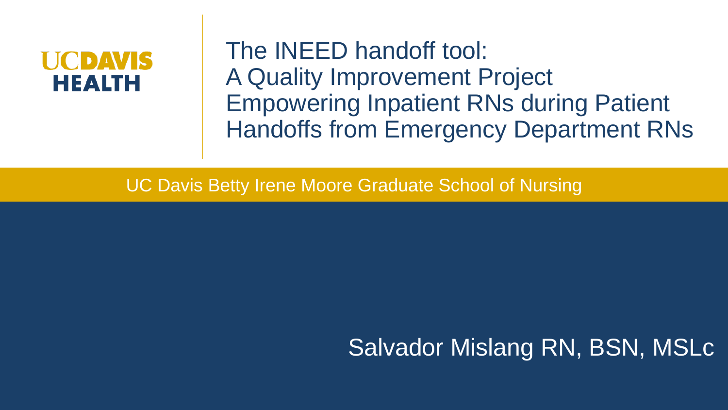UC DAVIS HEALTH

# The INEED handoff tool: A Quality Improvement Project Empowering Inpatient RNs during Patient Handoffs from Emergency Department RNs

UC Davis Betty Irene Moore Graduate School of Nursing

Salvador Mislang RN, BSN, MSLc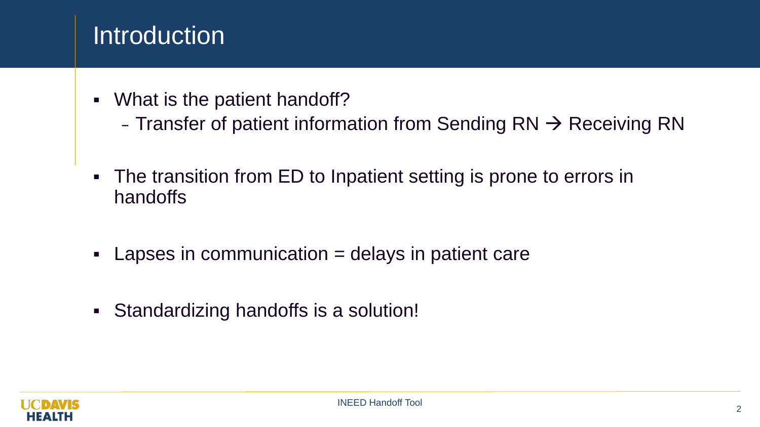# Introduction

- What is the patient handoff?
  - Transfer of patient information from Sending RN → Receiving RN
- The transition from ED to Inpatient setting is prone to errors in handoffs
- Lapses in communication = delays in patient care
- Standardizing handoffs is a solution!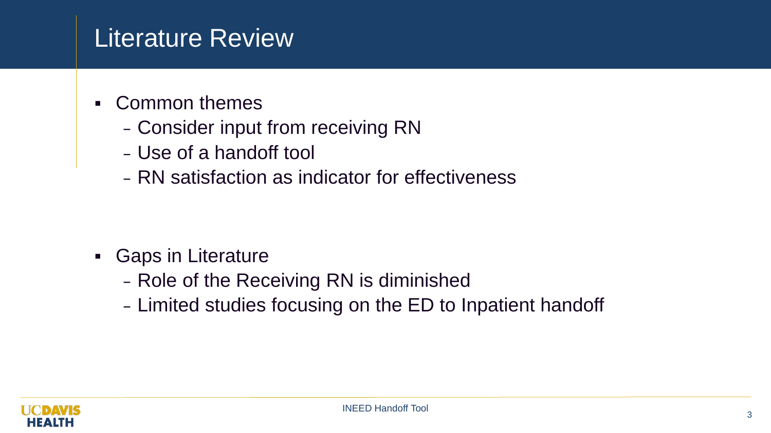# Literature Review

- Common themes
  - Consider input from receiving RN
  - Use of a handoff tool
  - RN satisfaction as indicator for effectiveness

- Gaps in Literature
  - Role of the Receiving RN is diminished
  - Limited studies focusing on the ED to Inpatient handoff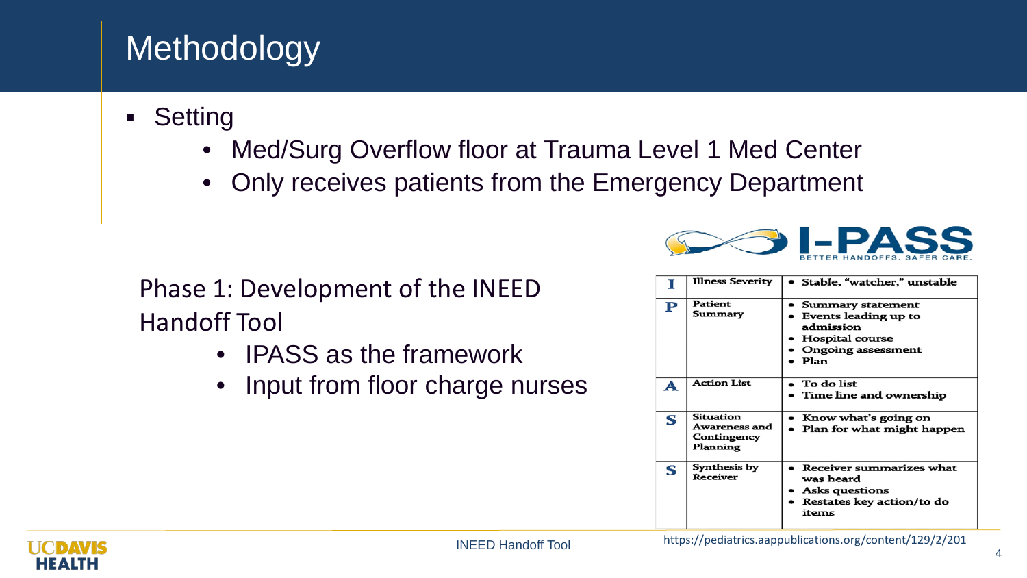# Methodology

- Setting
  - Med/Surg Overflow floor at Trauma Level 1 Med Center
  - Only receives patients from the Emergency Department

Phase 1: Development of the INEED Handoff Tool

- IPASS as the framework
- Input from floor charge nurses

I-PASS
BETTER HANDOFFS. SAFER CARE.

| | | |
|---|---|---|
| I | Illness Severity | • Stable, "watcher," unstable |
| P | Patient Summary | • Summary statement<br>• Events leading up to admission<br>• Hospital course<br>• Ongoing assessment<br>• Plan |
| A | Action List | • To do list<br>• Time line and ownership |
| S | Situation Awareness and Contingency Planning | • Know what's going on<br>• Plan for what might happen |
| S | Synthesis by Receiver | • Receiver summarizes what was heard<br>• Asks questions<br>• Restates key action/to do items |

https://pediatrics.aappublications.org/content/129/2/201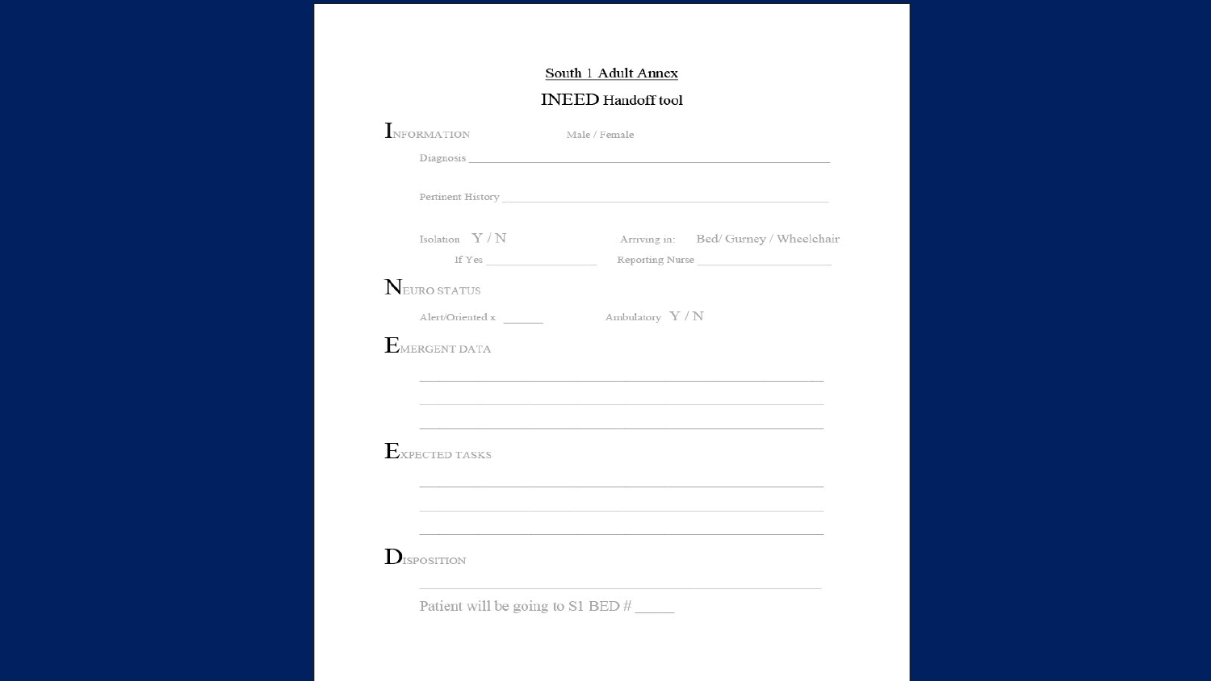## South 1 Adult Annex

### INEED Handoff tool

**I**NFORMATION Male / Female

Diagnosis ____________________________________________

Pertinent History ____________________________________________

Isolation Y / N Arriving in: Bed/ Gurney / Wheelchair

If Yes ________________ Reporting Nurse ________________

**N**EURO STATUS

Alert/Oriented x ______ Ambulatory Y / N

**E**MERGENT DATA

____________________________________________

____________________________________________

____________________________________________

**E**XPECTED TASKS

____________________________________________

____________________________________________

____________________________________________

**D**ISPOSITION

____________________________________________

Patient will be going to S1 BED # _____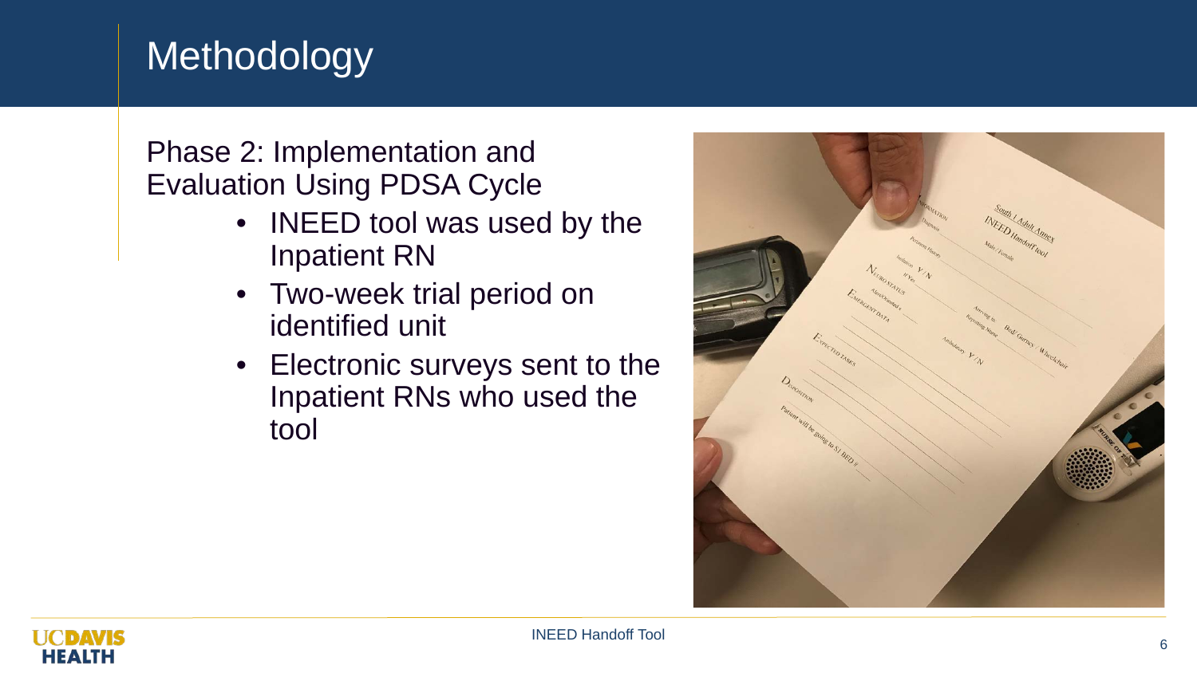# Methodology

Phase 2: Implementation and Evaluation Using PDSA Cycle

- INEED tool was used by the Inpatient RN
- Two-week trial period on identified unit
- Electronic surveys sent to the Inpatient RNs who used the tool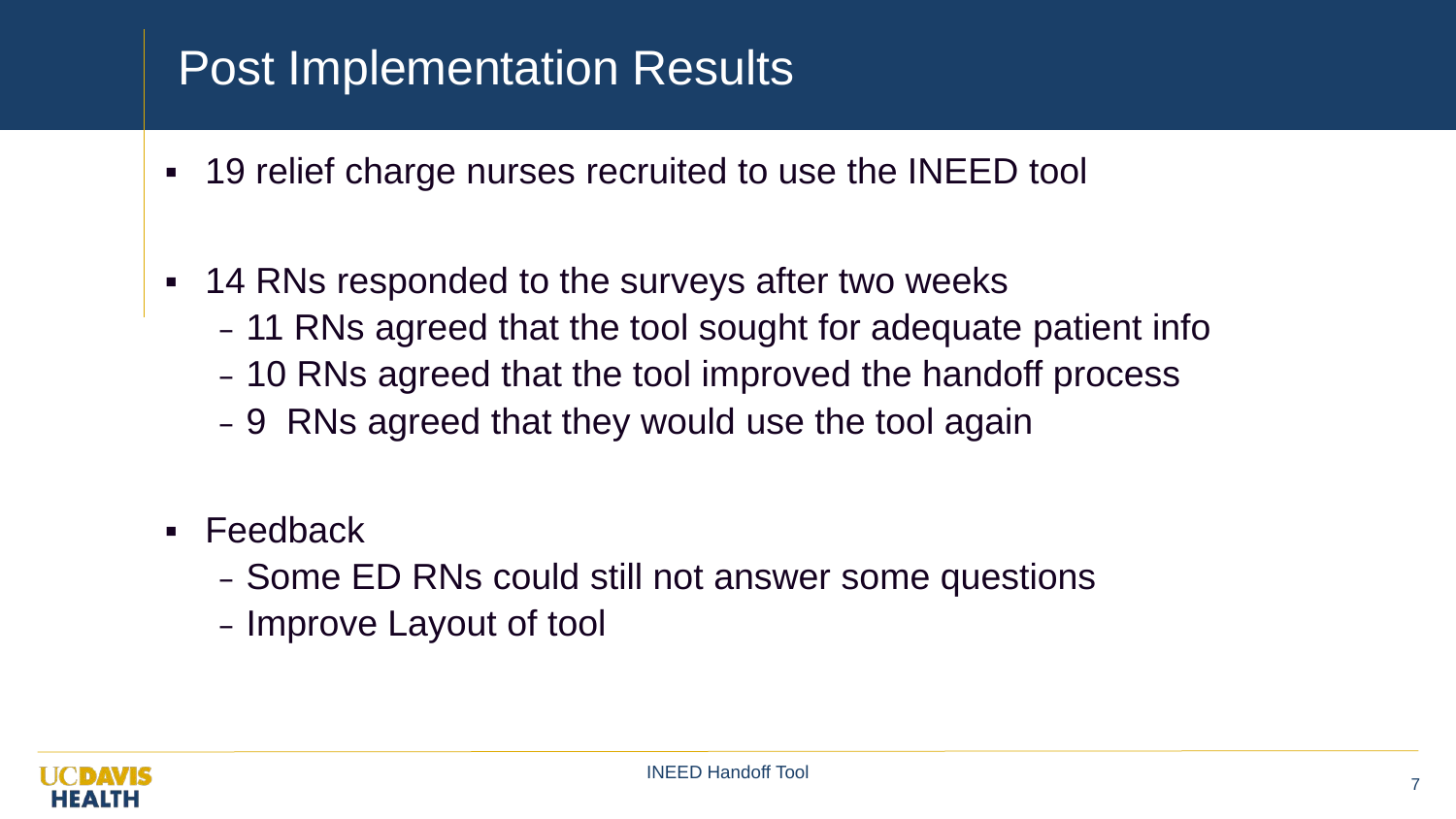# Post Implementation Results

- 19 relief charge nurses recruited to use the INEED tool

- 14 RNs responded to the surveys after two weeks
  - 11 RNs agreed that the tool sought for adequate patient info
  - 10 RNs agreed that the tool improved the handoff process
  - 9 RNs agreed that they would use the tool again

- Feedback
  - Some ED RNs could still not answer some questions
  - Improve Layout of tool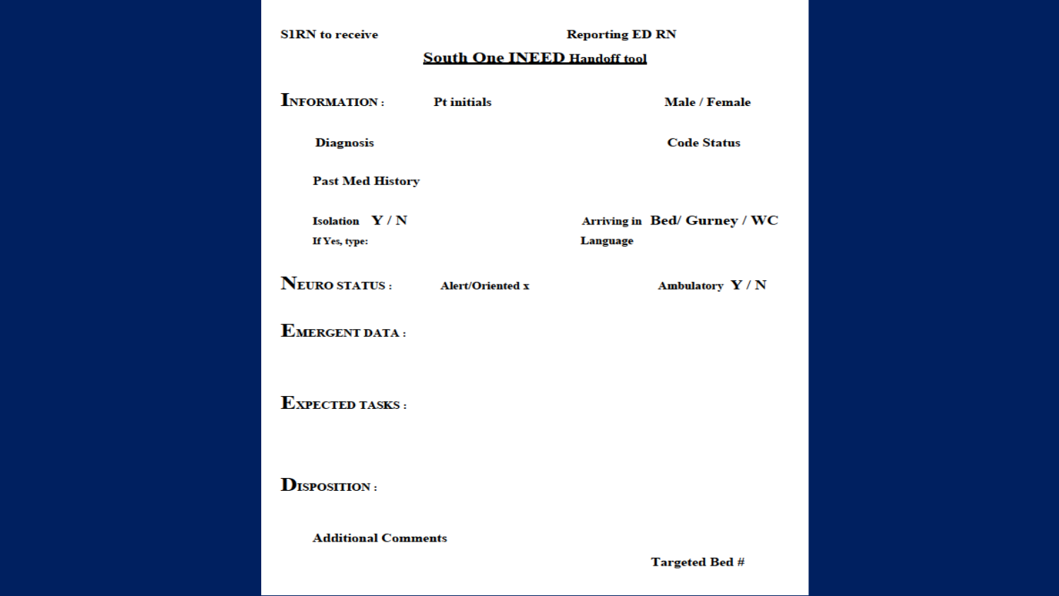**S1RN to receive** **Reporting ED RN**

## South One INEED Handoff tool

**INFORMATION :** **Pt initials** **Male / Female**

**Diagnosis** **Code Status**

**Past Med History**

**Isolation Y / N** **Arriving in Bed/ Gurney / WC**

**If Yes, type:** **Language**

**NEURO STATUS :** **Alert/Oriented x** **Ambulatory Y / N**

**EMERGENT DATA :**

**EXPECTED TASKS :**

**DISPOSITION :**

**Additional Comments**

**Targeted Bed #**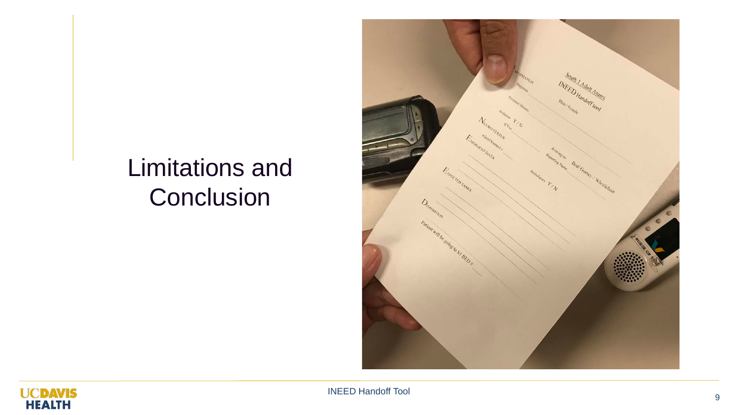# Limitations and Conclusion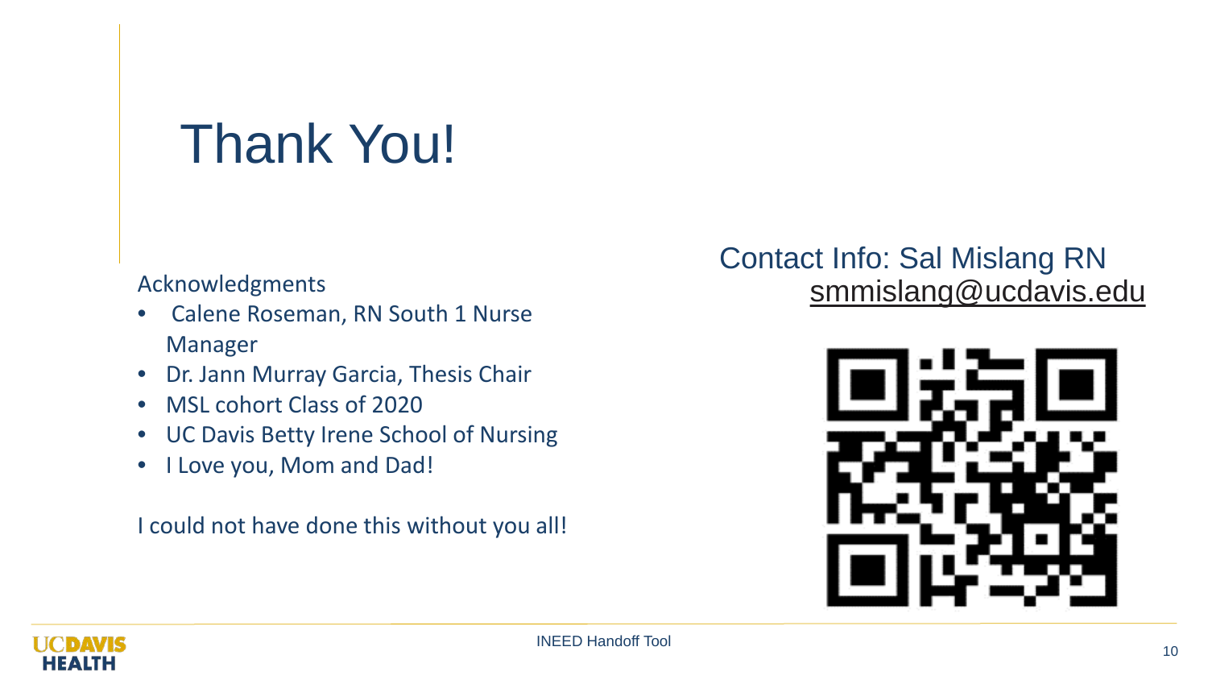# Thank You!

Acknowledgments

- Calene Roseman, RN South 1 Nurse Manager
- Dr. Jann Murray Garcia, Thesis Chair
- MSL cohort Class of 2020
- UC Davis Betty Irene School of Nursing
- I Love you, Mom and Dad!

I could not have done this without you all!

Contact Info: Sal Mislang RN
smmislang@ucdavis.edu